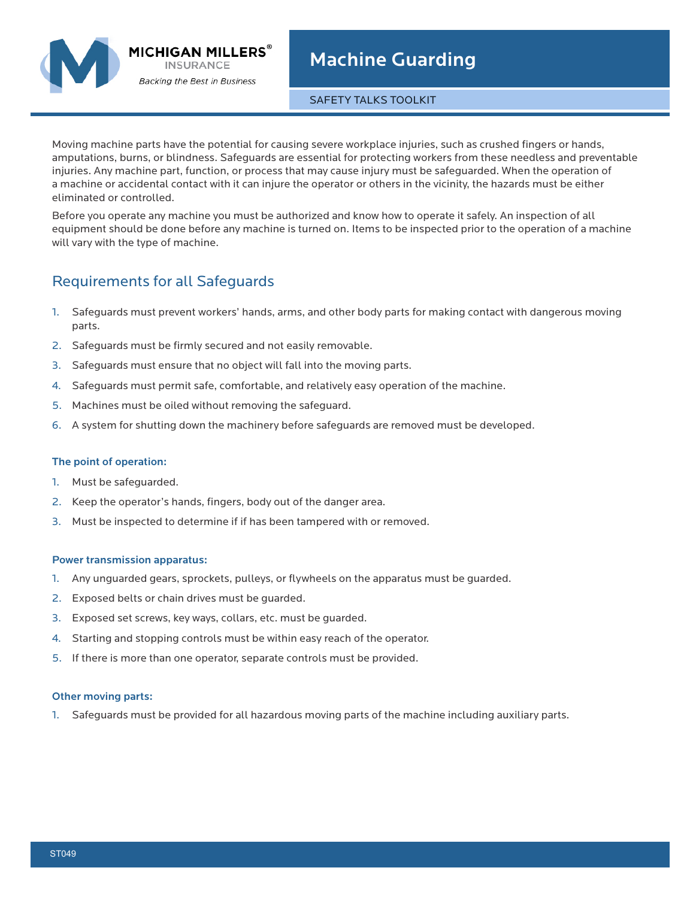MICHIGAN MILLERS® INSURANCE
*Backing the Best in Business*

# Machine Guarding

SAFETY TALKS TOOLKIT

Moving machine parts have the potential for causing severe workplace injuries, such as crushed fingers or hands, amputations, burns, or blindness. Safeguards are essential for protecting workers from these needless and preventable injuries. Any machine part, function, or process that may cause injury must be safeguarded. When the operation of a machine or accidental contact with it can injure the operator or others in the vicinity, the hazards must be either eliminated or controlled.

Before you operate any machine you must be authorized and know how to operate it safely. An inspection of all equipment should be done before any machine is turned on. Items to be inspected prior to the operation of a machine will vary with the type of machine.

## Requirements for all Safeguards

1. Safeguards must prevent workers' hands, arms, and other body parts for making contact with dangerous moving parts.
2. Safeguards must be firmly secured and not easily removable.
3. Safeguards must ensure that no object will fall into the moving parts.
4. Safeguards must permit safe, comfortable, and relatively easy operation of the machine.
5. Machines must be oiled without removing the safeguard.
6. A system for shutting down the machinery before safeguards are removed must be developed.

### The point of operation:

1. Must be safeguarded.
2. Keep the operator's hands, fingers, body out of the danger area.
3. Must be inspected to determine if if has been tampered with or removed.

### Power transmission apparatus:

1. Any unguarded gears, sprockets, pulleys, or flywheels on the apparatus must be guarded.
2. Exposed belts or chain drives must be guarded.
3. Exposed set screws, key ways, collars, etc. must be guarded.
4. Starting and stopping controls must be within easy reach of the operator.
5. If there is more than one operator, separate controls must be provided.

### Other moving parts:

1. Safeguards must be provided for all hazardous moving parts of the machine including auxiliary parts.

ST049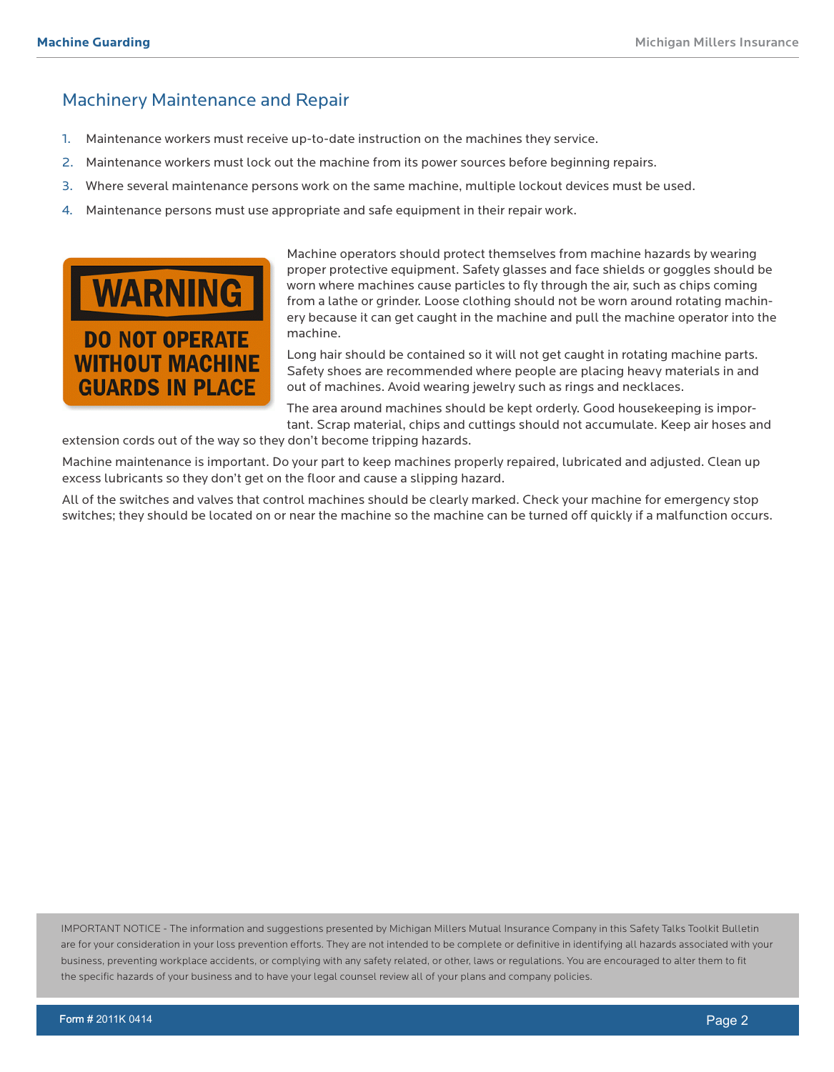## Machinery Maintenance and Repair

1. Maintenance workers must receive up-to-date instruction on the machines they service.
2. Maintenance workers must lock out the machine from its power sources before beginning repairs.
3. Where several maintenance persons work on the same machine, multiple lockout devices must be used.
4. Maintenance persons must use appropriate and safe equipment in their repair work.

WARNING

DO NOT OPERATE WITHOUT MACHINE GUARDS IN PLACE

Machine operators should protect themselves from machine hazards by wearing proper protective equipment. Safety glasses and face shields or goggles should be worn where machines cause particles to fly through the air, such as chips coming from a lathe or grinder. Loose clothing should not be worn around rotating machinery because it can get caught in the machine and pull the machine operator into the machine.

Long hair should be contained so it will not get caught in rotating machine parts. Safety shoes are recommended where people are placing heavy materials in and out of machines. Avoid wearing jewelry such as rings and necklaces.

The area around machines should be kept orderly. Good housekeeping is important. Scrap material, chips and cuttings should not accumulate. Keep air hoses and extension cords out of the way so they don't become tripping hazards.

Machine maintenance is important. Do your part to keep machines properly repaired, lubricated and adjusted. Clean up excess lubricants so they don't get on the floor and cause a slipping hazard.

All of the switches and valves that control machines should be clearly marked. Check your machine for emergency stop switches; they should be located on or near the machine so the machine can be turned off quickly if a malfunction occurs.

IMPORTANT NOTICE - The information and suggestions presented by Michigan Millers Mutual Insurance Company in this Safety Talks Toolkit Bulletin are for your consideration in your loss prevention efforts. They are not intended to be complete or definitive in identifying all hazards associated with your business, preventing workplace accidents, or complying with any safety related, or other, laws or regulations. You are encouraged to alter them to fit the specific hazards of your business and to have your legal counsel review all of your plans and company policies.

Form # 2011K 0414